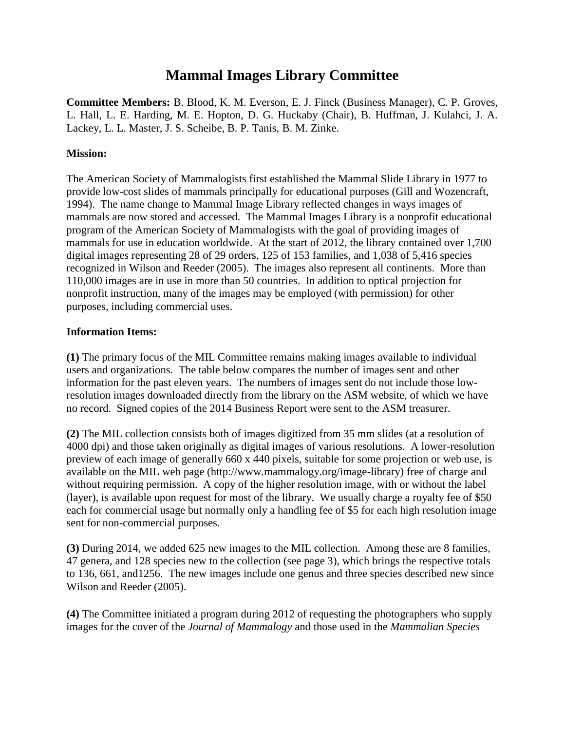# Mammal Images Library Committee

**Committee Members:** B. Blood, K. M. Everson, E. J. Finck (Business Manager), C. P. Groves, L. Hall, L. E. Harding, M. E. Hopton, D. G. Huckaby (Chair), B. Huffman, J. Kulahci, J. A. Lackey, L. L. Master, J. S. Scheibe, B. P. Tanis, B. M. Zinke.

**Mission:**

The American Society of Mammalogists first established the Mammal Slide Library in 1977 to provide low-cost slides of mammals principally for educational purposes (Gill and Wozencraft, 1994). The name change to Mammal Image Library reflected changes in ways images of mammals are now stored and accessed. The Mammal Images Library is a nonprofit educational program of the American Society of Mammalogists with the goal of providing images of mammals for use in education worldwide. At the start of 2012, the library contained over 1,700 digital images representing 28 of 29 orders, 125 of 153 families, and 1,038 of 5,416 species recognized in Wilson and Reeder (2005). The images also represent all continents. More than 110,000 images are in use in more than 50 countries. In addition to optical projection for nonprofit instruction, many of the images may be employed (with permission) for other purposes, including commercial uses.

**Information Items:**

**(1)** The primary focus of the MIL Committee remains making images available to individual users and organizations. The table below compares the number of images sent and other information for the past eleven years. The numbers of images sent do not include those low-resolution images downloaded directly from the library on the ASM website, of which we have no record. Signed copies of the 2014 Business Report were sent to the ASM treasurer.

**(2)** The MIL collection consists both of images digitized from 35 mm slides (at a resolution of 4000 dpi) and those taken originally as digital images of various resolutions. A lower-resolution preview of each image of generally 660 x 440 pixels, suitable for some projection or web use, is available on the MIL web page (http://www.mammalogy.org/image-library) free of charge and without requiring permission. A copy of the higher resolution image, with or without the label (layer), is available upon request for most of the library. We usually charge a royalty fee of $50 each for commercial usage but normally only a handling fee of $5 for each high resolution image sent for non-commercial purposes.

**(3)** During 2014, we added 625 new images to the MIL collection. Among these are 8 families, 47 genera, and 128 species new to the collection (see page 3), which brings the respective totals to 136, 661, and1256. The new images include one genus and three species described new since Wilson and Reeder (2005).

**(4)** The Committee initiated a program during 2012 of requesting the photographers who supply images for the cover of the *Journal of Mammalogy* and those used in the *Mammalian Species*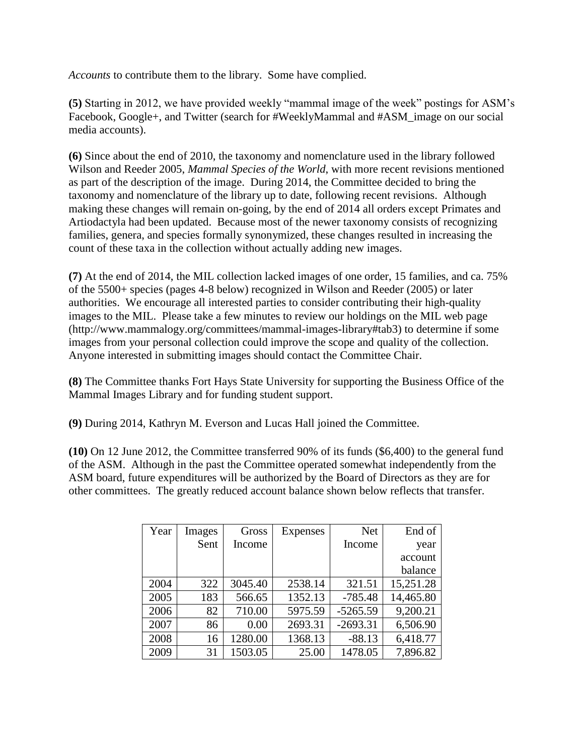*Accounts* to contribute them to the library. Some have complied.

**(5)** Starting in 2012, we have provided weekly "mammal image of the week" postings for ASM's Facebook, Google+, and Twitter (search for #WeeklyMammal and #ASM_image on our social media accounts).

**(6)** Since about the end of 2010, the taxonomy and nomenclature used in the library followed Wilson and Reeder 2005, *Mammal Species of the World*, with more recent revisions mentioned as part of the description of the image. During 2014, the Committee decided to bring the taxonomy and nomenclature of the library up to date, following recent revisions. Although making these changes will remain on-going, by the end of 2014 all orders except Primates and Artiodactyla had been updated. Because most of the newer taxonomy consists of recognizing families, genera, and species formally synonymized, these changes resulted in increasing the count of these taxa in the collection without actually adding new images.

**(7)** At the end of 2014, the MIL collection lacked images of one order, 15 families, and ca. 75% of the 5500+ species (pages 4-8 below) recognized in Wilson and Reeder (2005) or later authorities. We encourage all interested parties to consider contributing their high-quality images to the MIL. Please take a few minutes to review our holdings on the MIL web page (http://www.mammalogy.org/committees/mammal-images-library#tab3) to determine if some images from your personal collection could improve the scope and quality of the collection. Anyone interested in submitting images should contact the Committee Chair.

**(8)** The Committee thanks Fort Hays State University for supporting the Business Office of the Mammal Images Library and for funding student support.

**(9)** During 2014, Kathryn M. Everson and Lucas Hall joined the Committee.

**(10)** On 12 June 2012, the Committee transferred 90% of its funds ($6,400) to the general fund of the ASM. Although in the past the Committee operated somewhat independently from the ASM board, future expenditures will be authorized by the Board of Directors as they are for other committees. The greatly reduced account balance shown below reflects that transfer.

| Year | Images Sent | Gross Income | Expenses | Net Income | End of year account balance |
|---|---|---|---|---|---|
| 2004 | 322 | 3045.40 | 2538.14 | 321.51 | 15,251.28 |
| 2005 | 183 | 566.65 | 1352.13 | -785.48 | 14,465.80 |
| 2006 | 82 | 710.00 | 5975.59 | -5265.59 | 9,200.21 |
| 2007 | 86 | 0.00 | 2693.31 | -2693.31 | 6,506.90 |
| 2008 | 16 | 1280.00 | 1368.13 | -88.13 | 6,418.77 |
| 2009 | 31 | 1503.05 | 25.00 | 1478.05 | 7,896.82 |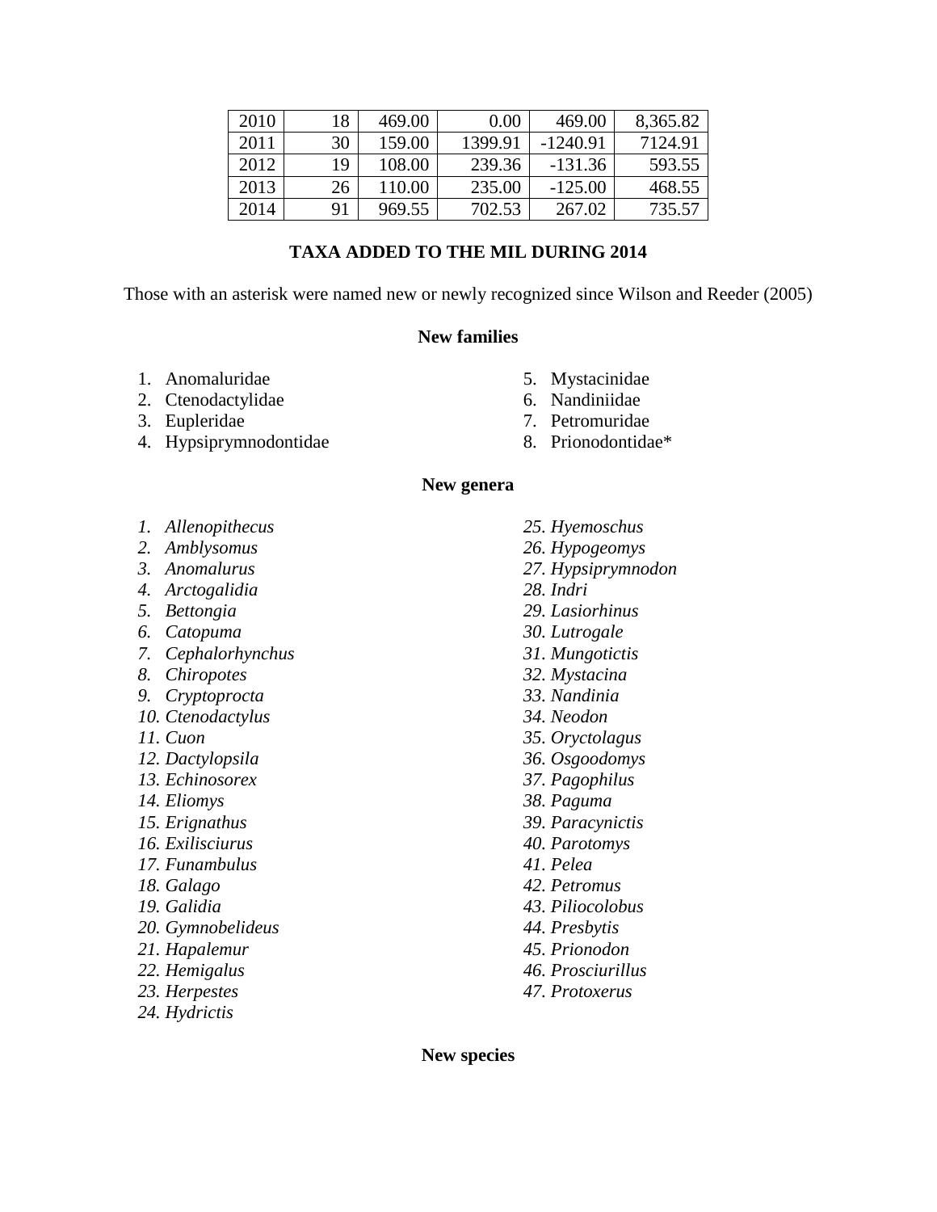| 2010 | 18 | 469.00 | 0.00 | 469.00 | 8,365.82 |
|---|---|---|---|---|---|
| 2011 | 30 | 159.00 | 1399.91 | -1240.91 | 7124.91 |
| 2012 | 19 | 108.00 | 239.36 | -131.36 | 593.55 |
| 2013 | 26 | 110.00 | 235.00 | -125.00 | 468.55 |
| 2014 | 91 | 969.55 | 702.53 | 267.02 | 735.57 |

## TAXA ADDED TO THE MIL DURING 2014

Those with an asterisk were named new or newly recognized since Wilson and Reeder (2005)

### New families

1. Anomaluridae
2. Ctenodactylidae
3. Eupleridae
4. Hypsiprymnodontidae
5. Mystacinidae
6. Nandiniidae
7. Petromuridae
8. Prionodontidae*

### New genera

1. *Allenopithecus*
2. *Amblysomus*
3. *Anomalurus*
4. *Arctogalidia*
5. *Bettongia*
6. *Catopuma*
7. *Cephalorhynchus*
8. *Chiropotes*
9. *Cryptoprocta*
10. *Ctenodactylus*
11. *Cuon*
12. *Dactylopsila*
13. *Echinosorex*
14. *Eliomys*
15. *Erignathus*
16. *Exilisciurus*
17. *Funambulus*
18. *Galago*
19. *Galidia*
20. *Gymnobelideus*
21. *Hapalemur*
22. *Hemigalus*
23. *Herpestes*
24. *Hydrictis*
25. *Hyemoschus*
26. *Hypogeomys*
27. *Hypsiprymnodon*
28. *Indri*
29. *Lasiorhinus*
30. *Lutrogale*
31. *Mungotictis*
32. *Mystacina*
33. *Nandinia*
34. *Neodon*
35. *Oryctolagus*
36. *Osgoodomys*
37. *Pagophilus*
38. *Paguma*
39. *Paracynictis*
40. *Parotomys*
41. *Pelea*
42. *Petromus*
43. *Piliocolobus*
44. *Presbytis*
45. *Prionodon*
46. *Prosciurillus*
47. *Protoxerus*

### New species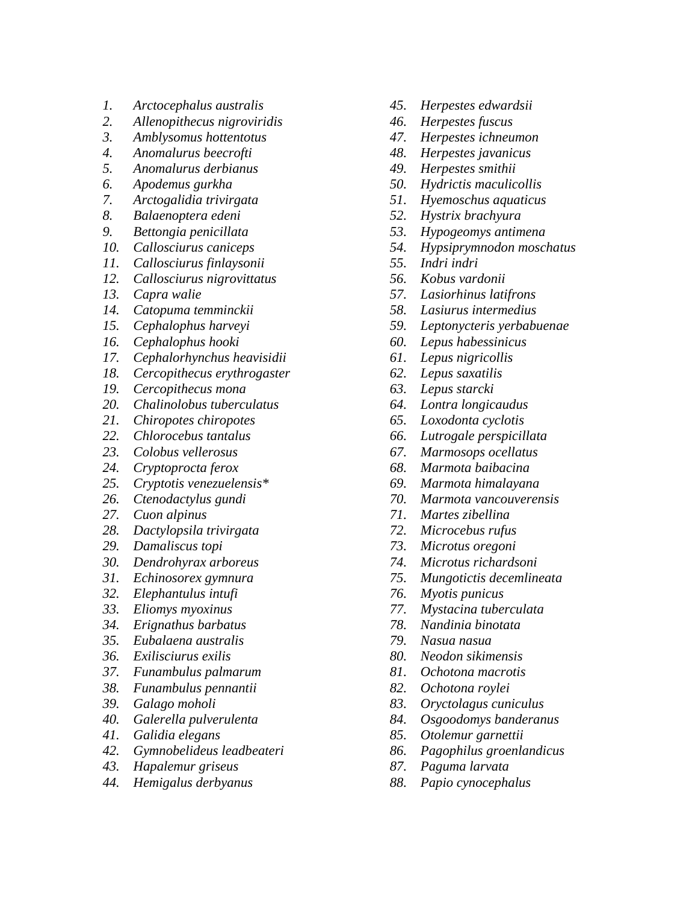1. *Arctocephalus australis*
2. *Allenopithecus nigroviridis*
3. *Amblysomus hottentotus*
4. *Anomalurus beecrofti*
5. *Anomalurus derbianus*
6. *Apodemus gurkha*
7. *Arctogalidia trivirgata*
8. *Balaenoptera edeni*
9. *Bettongia penicillata*
10. *Callosciurus caniceps*
11. *Callosciurus finlaysonii*
12. *Callosciurus nigrovittatus*
13. *Capra walie*
14. *Catopuma temminckii*
15. *Cephalophus harveyi*
16. *Cephalophus hooki*
17. *Cephalorhynchus heavisidii*
18. *Cercopithecus erythrogaster*
19. *Cercopithecus mona*
20. *Chalinolobus tuberculatus*
21. *Chiropotes chiropotes*
22. *Chlorocebus tantalus*
23. *Colobus vellerosus*
24. *Cryptoprocta ferox*
25. *Cryptotis venezuelensis**
26. *Ctenodactylus gundi*
27. *Cuon alpinus*
28. *Dactylopsila trivirgata*
29. *Damaliscus topi*
30. *Dendrohyrax arboreus*
31. *Echinosorex gymnura*
32. *Elephantulus intufi*
33. *Eliomys myoxinus*
34. *Erignathus barbatus*
35. *Eubalaena australis*
36. *Exilisciurus exilis*
37. *Funambulus palmarum*
38. *Funambulus pennantii*
39. *Galago moholi*
40. *Galerella pulverulenta*
41. *Galidia elegans*
42. *Gymnobelideus leadbeateri*
43. *Hapalemur griseus*
44. *Hemigalus derbyanus*
45. *Herpestes edwardsii*
46. *Herpestes fuscus*
47. *Herpestes ichneumon*
48. *Herpestes javanicus*
49. *Herpestes smithii*
50. *Hydrictis maculicollis*
51. *Hyemoschus aquaticus*
52. *Hystrix brachyura*
53. *Hypogeomys antimena*
54. *Hypsiprymnodon moschatus*
55. *Indri indri*
56. *Kobus vardonii*
57. *Lasiorhinus latifrons*
58. *Lasiurus intermedius*
59. *Leptonycteris yerbabuenae*
60. *Lepus habessinicus*
61. *Lepus nigricollis*
62. *Lepus saxatilis*
63. *Lepus starcki*
64. *Lontra longicaudus*
65. *Loxodonta cyclotis*
66. *Lutrogale perspicillata*
67. *Marmosops ocellatus*
68. *Marmota baibacina*
69. *Marmota himalayana*
70. *Marmota vancouverensis*
71. *Martes zibellina*
72. *Microcebus rufus*
73. *Microtus oregoni*
74. *Microtus richardsoni*
75. *Mungotictis decemlineata*
76. *Myotis punicus*
77. *Mystacina tuberculata*
78. *Nandinia binotata*
79. *Nasua nasua*
80. *Neodon sikimensis*
81. *Ochotona macrotis*
82. *Ochotona roylei*
83. *Oryctolagus cuniculus*
84. *Osgoodomys banderanus*
85. *Otolemur garnettii*
86. *Pagophilus groenlandicus*
87. *Paguma larvata*
88. *Papio cynocephalus*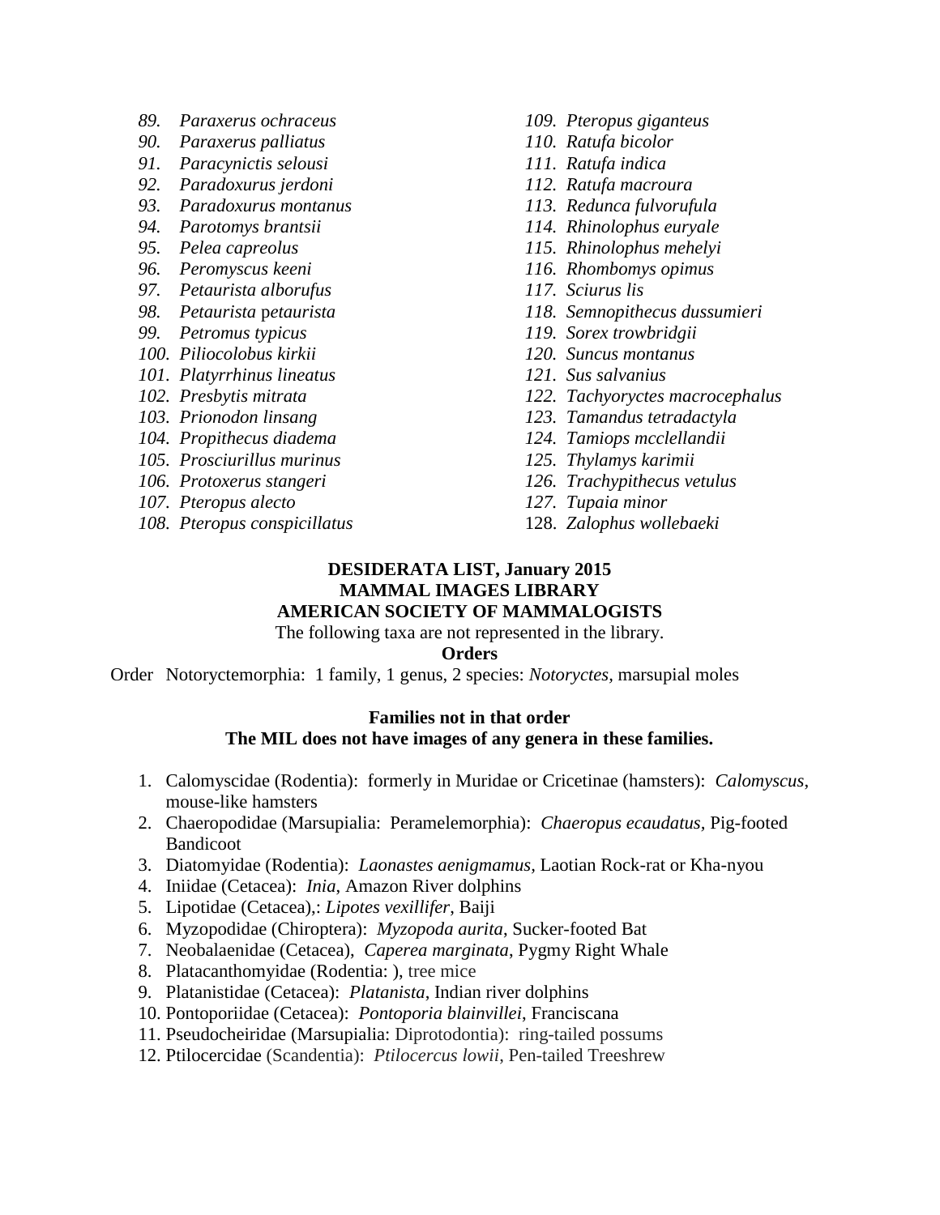89. *Paraxerus ochraceus*
90. *Paraxerus palliatus*
91. *Paracynictis selousi*
92. *Paradoxurus jerdoni*
93. *Paradoxurus montanus*
94. *Parotomys brantsii*
95. *Pelea capreolus*
96. *Peromyscus keeni*
97. *Petaurista alborufus*
98. *Petaurista* petaurista
99. *Petromus typicus*
100. *Piliocolobus kirkii*
101. *Platyrrhinus lineatus*
102. *Presbytis mitrata*
103. *Prionodon linsang*
104. *Propithecus diadema*
105. *Prosciurillus murinus*
106. *Protoxerus stangeri*
107. *Pteropus alecto*
108. *Pteropus conspicillatus*
109. *Pteropus giganteus*
110. *Ratufa bicolor*
111. *Ratufa indica*
112. *Ratufa macroura*
113. *Redunca fulvorufula*
114. *Rhinolophus euryale*
115. *Rhinolophus mehelyi*
116. *Rhombomys opimus*
117. *Sciurus lis*
118. *Semnopithecus dussumieri*
119. *Sorex trowbridgii*
120. *Suncus montanus*
121. *Sus salvanius*
122. *Tachyoryctes macrocephalus*
123. *Tamandus tetradactyla*
124. *Tamiops mcclellandii*
125. *Thylamys karimii*
126. *Trachypithecus vetulus*
127. *Tupaia minor*
128. *Zalophus wollebaeki*

**DESIDERATA LIST, January 2015**
**MAMMAL IMAGES LIBRARY**
**AMERICAN SOCIETY OF MAMMALOGISTS**

The following taxa are not represented in the library.

**Orders**

Order Notoryctemorphia: 1 family, 1 genus, 2 species: *Notoryctes*, marsupial moles

**Families not in that order**
**The MIL does not have images of any genera in these families.**

1. Calomyscidae (Rodentia): formerly in Muridae or Cricetinae (hamsters): *Calomyscus*, mouse-like hamsters
2. Chaeropodidae (Marsupialia: Peramelemorphia): *Chaeropus ecaudatus*, Pig-footed Bandicoot
3. Diatomyidae (Rodentia): *Laonastes aenigmamus*, Laotian Rock-rat or Kha-nyou
4. Iniidae (Cetacea): *Inia*, Amazon River dolphins
5. Lipotidae (Cetacea),: *Lipotes vexillifer*, Baiji
6. Myzopodidae (Chiroptera): *Myzopoda aurita*, Sucker-footed Bat
7. Neobalaenidae (Cetacea), *Caperea marginata*, Pygmy Right Whale
8. Platacanthomyidae (Rodentia: ), tree mice
9. Platanistidae (Cetacea): *Platanista*, Indian river dolphins
10. Pontoporiidae (Cetacea): *Pontoporia blainvillei*, Franciscana
11. Pseudocheiridae (Marsupialia: Diprotodontia): ring-tailed possums
12. Ptilocercidae (Scandentia): *Ptilocercus lowii*, Pen-tailed Treeshrew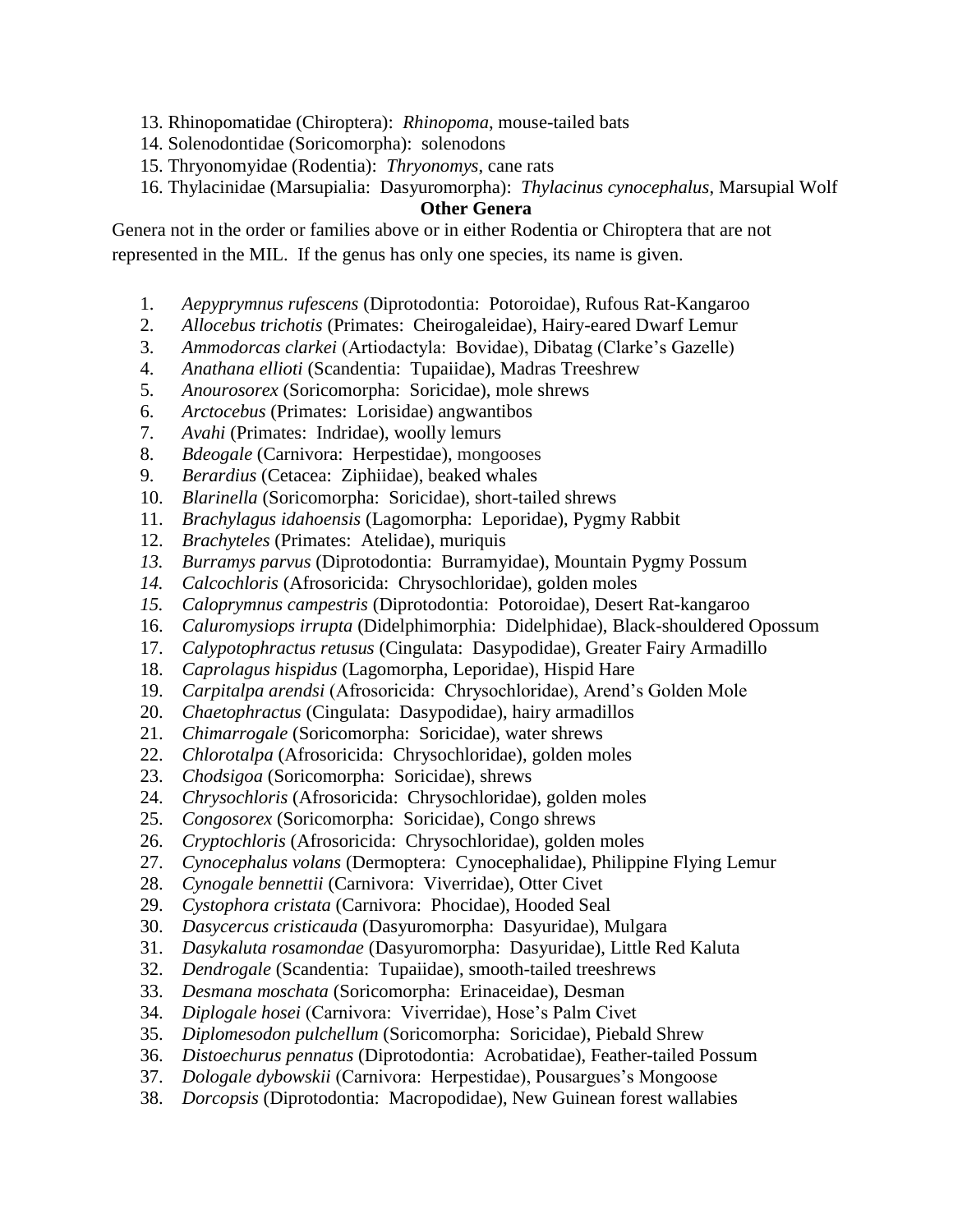13. Rhinopomatidae (Chiroptera): *Rhinopoma*, mouse-tailed bats
14. Solenodontidae (Soricomorpha): solenodons
15. Thryonomyidae (Rodentia): *Thryonomys*, cane rats
16. Thylacinidae (Marsupialia: Dasyuromorpha): *Thylacinus cynocephalus*, Marsupial Wolf

**Other Genera**

Genera not in the order or families above or in either Rodentia or Chiroptera that are not represented in the MIL. If the genus has only one species, its name is given.

1. *Aepyprymnus rufescens* (Diprotodontia: Potoroidae), Rufous Rat-Kangaroo
2. *Allocebus trichotis* (Primates: Cheirogaleidae), Hairy-eared Dwarf Lemur
3. *Ammodorcas clarkei* (Artiodactyla: Bovidae), Dibatag (Clarke's Gazelle)
4. *Anathana ellioti* (Scandentia: Tupaiidae), Madras Treeshrew
5. *Anourosorex* (Soricomorpha: Soricidae), mole shrews
6. *Arctocebus* (Primates: Lorisidae) angwantibos
7. *Avahi* (Primates: Indridae), woolly lemurs
8. *Bdeogale* (Carnivora: Herpestidae), mongooses
9. *Berardius* (Cetacea: Ziphiidae), beaked whales
10. *Blarinella* (Soricomorpha: Soricidae), short-tailed shrews
11. *Brachylagus idahoensis* (Lagomorpha: Leporidae), Pygmy Rabbit
12. *Brachyteles* (Primates: Atelidae), muriquis
13. *Burramys parvus* (Diprotodontia: Burramyidae), Mountain Pygmy Possum
14. *Calcochloris* (Afrosoricida: Chrysochloridae), golden moles
15. *Caloprymnus campestris* (Diprotodontia: Potoroidae), Desert Rat-kangaroo
16. *Caluromysiops irrupta* (Didelphimorphia: Didelphidae), Black-shouldered Opossum
17. *Calypotophractus retusus* (Cingulata: Dasypodidae), Greater Fairy Armadillo
18. *Caprolagus hispidus* (Lagomorpha, Leporidae), Hispid Hare
19. *Carpitalpa arendsi* (Afrosoricida: Chrysochloridae), Arend's Golden Mole
20. *Chaetophractus* (Cingulata: Dasypodidae), hairy armadillos
21. *Chimarrogale* (Soricomorpha: Soricidae), water shrews
22. *Chlorotalpa* (Afrosoricida: Chrysochloridae), golden moles
23. *Chodsigoa* (Soricomorpha: Soricidae), shrews
24. *Chrysochloris* (Afrosoricida: Chrysochloridae), golden moles
25. *Congosorex* (Soricomorpha: Soricidae), Congo shrews
26. *Cryptochloris* (Afrosoricida: Chrysochloridae), golden moles
27. *Cynocephalus volans* (Dermoptera: Cynocephalidae), Philippine Flying Lemur
28. *Cynogale bennettii* (Carnivora: Viverridae), Otter Civet
29. *Cystophora cristata* (Carnivora: Phocidae), Hooded Seal
30. *Dasycercus cristicauda* (Dasyuromorpha: Dasyuridae), Mulgara
31. *Dasykaluta rosamondae* (Dasyuromorpha: Dasyuridae), Little Red Kaluta
32. *Dendrogale* (Scandentia: Tupaiidae), smooth-tailed treeshrews
33. *Desmana moschata* (Soricomorpha: Erinaceidae), Desman
34. *Diplogale hosei* (Carnivora: Viverridae), Hose's Palm Civet
35. *Diplomesodon pulchellum* (Soricomorpha: Soricidae), Piebald Shrew
36. *Distoechurus pennatus* (Diprotodontia: Acrobatidae), Feather-tailed Possum
37. *Dologale dybowskii* (Carnivora: Herpestidae), Pousargues's Mongoose
38. *Dorcopsis* (Diprotodontia: Macropodidae), New Guinean forest wallabies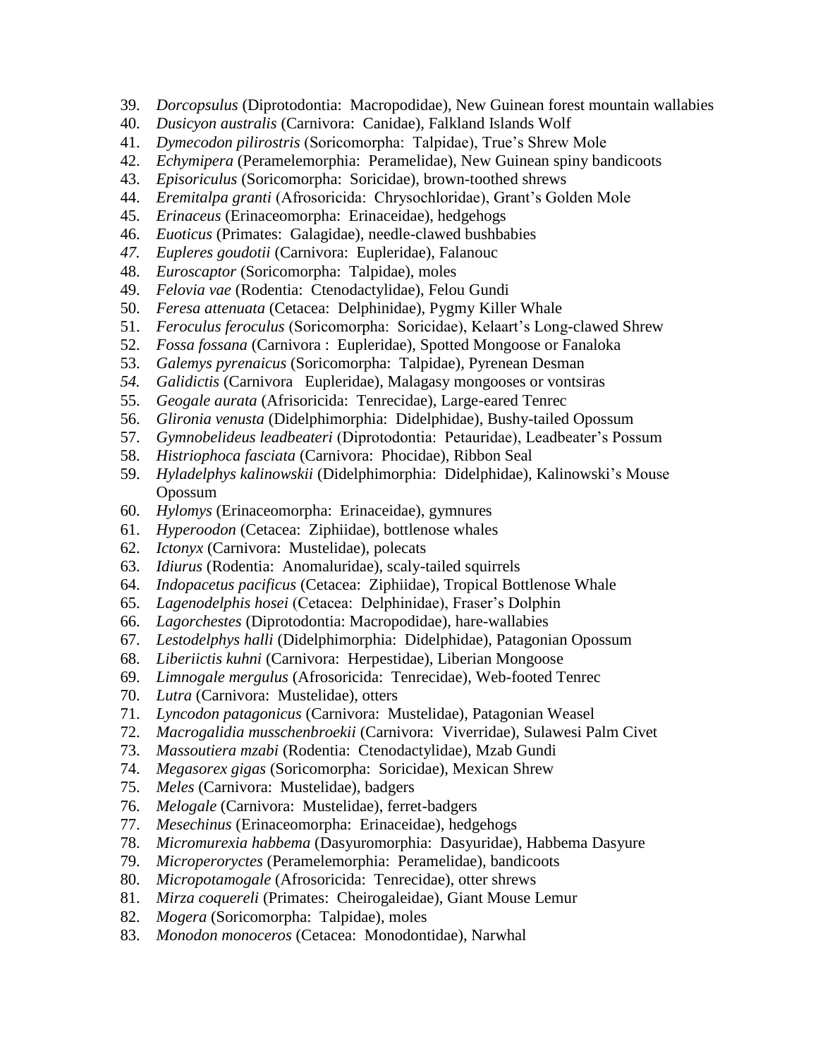39. *Dorcopsulus* (Diprotodontia: Macropodidae), New Guinean forest mountain wallabies
40. *Dusicyon australis* (Carnivora: Canidae), Falkland Islands Wolf
41. *Dymecodon pilirostris* (Soricomorpha: Talpidae), True's Shrew Mole
42. *Echymipera* (Peramelemorphia: Peramelidae), New Guinean spiny bandicoots
43. *Episoriculus* (Soricomorpha: Soricidae), brown-toothed shrews
44. *Eremitalpa granti* (Afrosoricida: Chrysochloridae), Grant's Golden Mole
45. *Erinaceus* (Erinaceomorpha: Erinaceidae), hedgehogs
46. *Euoticus* (Primates: Galagidae), needle-clawed bushbabies
47. *Eupleres goudotii* (Carnivora: Eupleridae), Falanouc
48. *Euroscaptor* (Soricomorpha: Talpidae), moles
49. *Felovia vae* (Rodentia: Ctenodactylidae), Felou Gundi
50. *Feresa attenuata* (Cetacea: Delphinidae), Pygmy Killer Whale
51. *Feroculus feroculus* (Soricomorpha: Soricidae), Kelaart's Long-clawed Shrew
52. *Fossa fossana* (Carnivora : Eupleridae), Spotted Mongoose or Fanaloka
53. *Galemys pyrenaicus* (Soricomorpha: Talpidae), Pyrenean Desman
54. *Galidictis* (Carnivora Eupleridae), Malagasy mongooses or vontsiras
55. *Geogale aurata* (Afrisoricida: Tenrecidae), Large-eared Tenrec
56. *Glironia venusta* (Didelphimorphia: Didelphidae), Bushy-tailed Opossum
57. *Gymnobelideus leadbeateri* (Diprotodontia: Petauridae), Leadbeater's Possum
58. *Histriophoca fasciata* (Carnivora: Phocidae), Ribbon Seal
59. *Hyladelphys kalinowskii* (Didelphimorphia: Didelphidae), Kalinowski's Mouse Opossum
60. *Hylomys* (Erinaceomorpha: Erinaceidae), gymnures
61. *Hyperoodon* (Cetacea: Ziphiidae), bottlenose whales
62. *Ictonyx* (Carnivora: Mustelidae), polecats
63. *Idiurus* (Rodentia: Anomaluridae), scaly-tailed squirrels
64. *Indopacetus pacificus* (Cetacea: Ziphiidae), Tropical Bottlenose Whale
65. *Lagenodelphis hosei* (Cetacea: Delphinidae), Fraser's Dolphin
66. *Lagorchestes* (Diprotodontia: Macropodidae), hare-wallabies
67. *Lestodelphys halli* (Didelphimorphia: Didelphidae), Patagonian Opossum
68. *Liberiictis kuhni* (Carnivora: Herpestidae), Liberian Mongoose
69. *Limnogale mergulus* (Afrosoricida: Tenrecidae), Web-footed Tenrec
70. *Lutra* (Carnivora: Mustelidae), otters
71. *Lyncodon patagonicus* (Carnivora: Mustelidae), Patagonian Weasel
72. *Macrogalidia musschenbroekii* (Carnivora: Viverridae), Sulawesi Palm Civet
73. *Massoutiera mzabi* (Rodentia: Ctenodactylidae), Mzab Gundi
74. *Megasorex gigas* (Soricomorpha: Soricidae), Mexican Shrew
75. *Meles* (Carnivora: Mustelidae), badgers
76. *Melogale* (Carnivora: Mustelidae), ferret-badgers
77. *Mesechinus* (Erinaceomorpha: Erinaceidae), hedgehogs
78. *Micromurexia habbema* (Dasyuromorphia: Dasyuridae), Habbema Dasyure
79. *Microperoryctes* (Peramelemorphia: Peramelidae), bandicoots
80. *Micropotamogale* (Afrosoricida: Tenrecidae), otter shrews
81. *Mirza coquereli* (Primates: Cheirogaleidae), Giant Mouse Lemur
82. *Mogera* (Soricomorpha: Talpidae), moles
83. *Monodon monoceros* (Cetacea: Monodontidae), Narwhal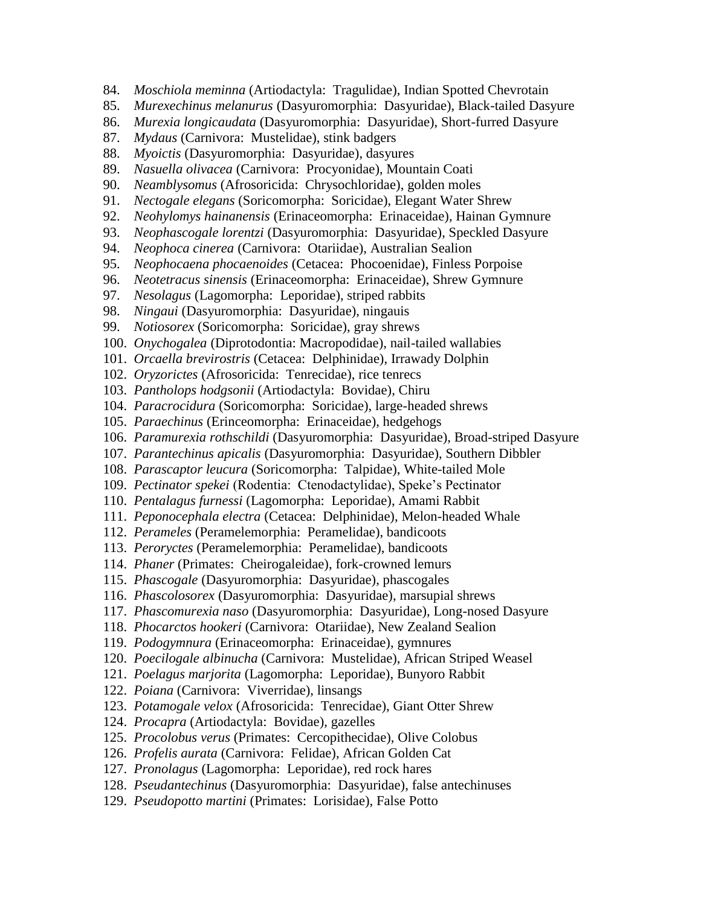84. *Moschiola meminna* (Artiodactyla: Tragulidae), Indian Spotted Chevrotain
85. *Murexechinus melanurus* (Dasyuromorphia: Dasyuridae), Black-tailed Dasyure
86. *Murexia longicaudata* (Dasyuromorphia: Dasyuridae), Short-furred Dasyure
87. *Mydaus* (Carnivora: Mustelidae), stink badgers
88. *Myoictis* (Dasyuromorphia: Dasyuridae), dasyures
89. *Nasuella olivacea* (Carnivora: Procyonidae), Mountain Coati
90. *Neamblysomus* (Afrosoricida: Chrysochloridae), golden moles
91. *Nectogale elegans* (Soricomorpha: Soricidae), Elegant Water Shrew
92. *Neohylomys hainanensis* (Erinaceomorpha: Erinaceidae), Hainan Gymnure
93. *Neophascogale lorentzi* (Dasyuromorphia: Dasyuridae), Speckled Dasyure
94. *Neophoca cinerea* (Carnivora: Otariidae), Australian Sealion
95. *Neophocaena phocaenoides* (Cetacea: Phocoenidae), Finless Porpoise
96. *Neotetracus sinensis* (Erinaceomorpha: Erinaceidae), Shrew Gymnure
97. *Nesolagus* (Lagomorpha: Leporidae), striped rabbits
98. *Ningaui* (Dasyuromorphia: Dasyuridae), ningauis
99. *Notiosorex* (Soricomorpha: Soricidae), gray shrews
100. *Onychogalea* (Diprotodontia: Macropodidae), nail-tailed wallabies
101. *Orcaella brevirostris* (Cetacea: Delphinidae), Irrawady Dolphin
102. *Oryzorictes* (Afrosoricida: Tenrecidae), rice tenrecs
103. *Pantholops hodgsonii* (Artiodactyla: Bovidae), Chiru
104. *Paracrocidura* (Soricomorpha: Soricidae), large-headed shrews
105. *Paraechinus* (Erinceomorpha: Erinaceidae), hedgehogs
106. *Paramurexia rothschildi* (Dasyuromorphia: Dasyuridae), Broad-striped Dasyure
107. *Parantechinus apicalis* (Dasyuromorphia: Dasyuridae), Southern Dibbler
108. *Parascaptor leucura* (Soricomorpha: Talpidae), White-tailed Mole
109. *Pectinator spekei* (Rodentia: Ctenodactylidae), Speke's Pectinator
110. *Pentalagus furnessi* (Lagomorpha: Leporidae), Amami Rabbit
111. *Peponocephala electra* (Cetacea: Delphinidae), Melon-headed Whale
112. *Perameles* (Peramelemorphia: Peramelidae), bandicoots
113. *Peroryctes* (Peramelemorphia: Peramelidae), bandicoots
114. *Phaner* (Primates: Cheirogaleidae), fork-crowned lemurs
115. *Phascogale* (Dasyuromorphia: Dasyuridae), phascogales
116. *Phascolosorex* (Dasyuromorphia: Dasyuridae), marsupial shrews
117. *Phascomurexia naso* (Dasyuromorphia: Dasyuridae), Long-nosed Dasyure
118. *Phocarctos hookeri* (Carnivora: Otariidae), New Zealand Sealion
119. *Podogymnura* (Erinaceomorpha: Erinaceidae), gymnures
120. *Poecilogale albinucha* (Carnivora: Mustelidae), African Striped Weasel
121. *Poelagus marjorita* (Lagomorpha: Leporidae), Bunyoro Rabbit
122. *Poiana* (Carnivora: Viverridae), linsangs
123. *Potamogale velox* (Afrosoricida: Tenrecidae), Giant Otter Shrew
124. *Procapra* (Artiodactyla: Bovidae), gazelles
125. *Procolobus verus* (Primates: Cercopithecidae), Olive Colobus
126. *Profelis aurata* (Carnivora: Felidae), African Golden Cat
127. *Pronolagus* (Lagomorpha: Leporidae), red rock hares
128. *Pseudantechinus* (Dasyuromorphia: Dasyuridae), false antechinuses
129. *Pseudopotto martini* (Primates: Lorisidae), False Potto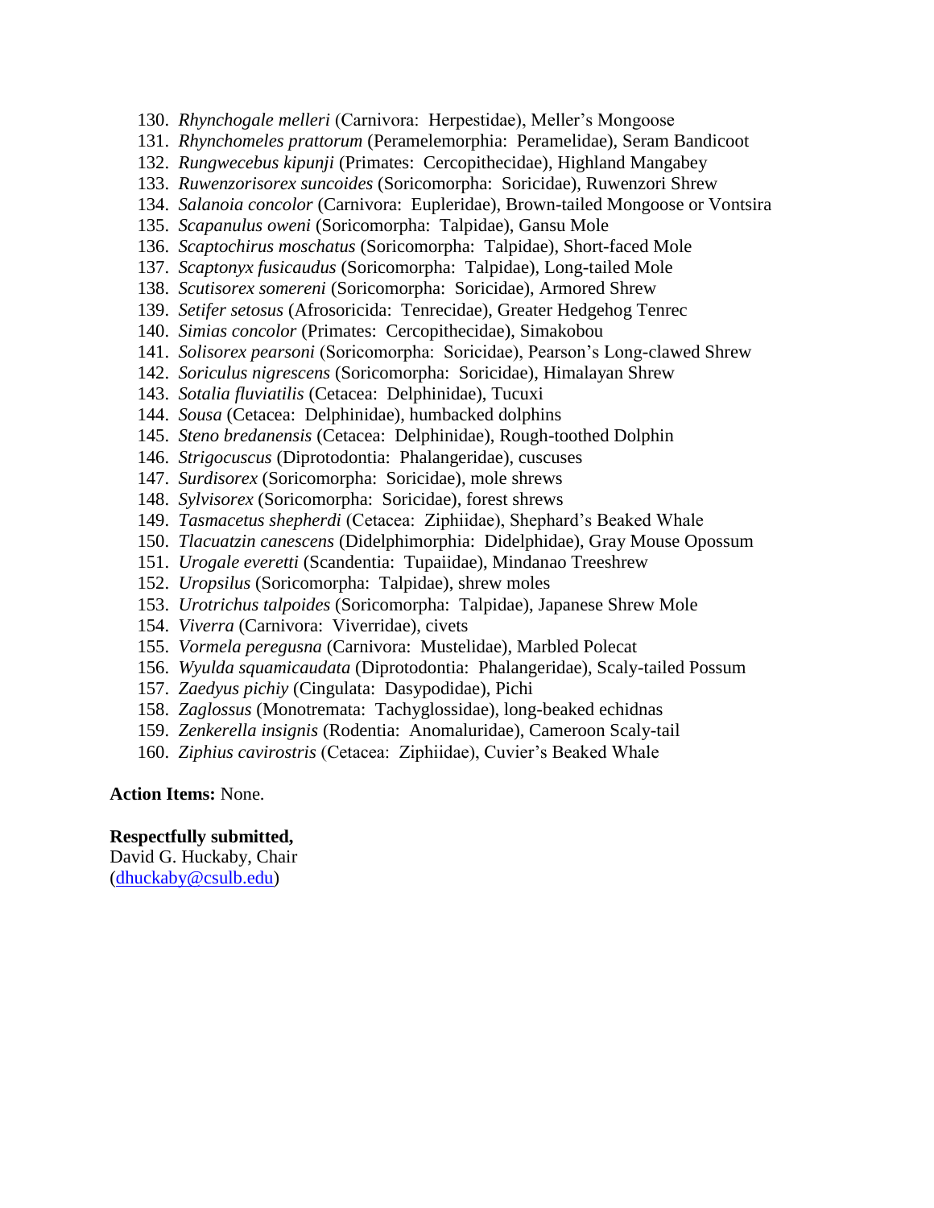130. *Rhynchogale melleri* (Carnivora: Herpestidae), Meller's Mongoose
131. *Rhynchomeles prattorum* (Peramelemorphia: Peramelidae), Seram Bandicoot
132. *Rungwecebus kipunji* (Primates: Cercopithecidae), Highland Mangabey
133. *Ruwenzorisorex suncoides* (Soricomorpha: Soricidae), Ruwenzori Shrew
134. *Salanoia concolor* (Carnivora: Eupleridae), Brown-tailed Mongoose or Vontsira
135. *Scapanulus oweni* (Soricomorpha: Talpidae), Gansu Mole
136. *Scaptochirus moschatus* (Soricomorpha: Talpidae), Short-faced Mole
137. *Scaptonyx fusicaudus* (Soricomorpha: Talpidae), Long-tailed Mole
138. *Scutisorex somereni* (Soricomorpha: Soricidae), Armored Shrew
139. *Setifer setosus* (Afrosoricida: Tenrecidae), Greater Hedgehog Tenrec
140. *Simias concolor* (Primates: Cercopithecidae), Simakobou
141. *Solisorex pearsoni* (Soricomorpha: Soricidae), Pearson's Long-clawed Shrew
142. *Soriculus nigrescens* (Soricomorpha: Soricidae), Himalayan Shrew
143. *Sotalia fluviatilis* (Cetacea: Delphinidae), Tucuxi
144. *Sousa* (Cetacea: Delphinidae), humbacked dolphins
145. *Steno bredanensis* (Cetacea: Delphinidae), Rough-toothed Dolphin
146. *Strigocuscus* (Diprotodontia: Phalangeridae), cuscuses
147. *Surdisorex* (Soricomorpha: Soricidae), mole shrews
148. *Sylvisorex* (Soricomorpha: Soricidae), forest shrews
149. *Tasmacetus shepherdi* (Cetacea: Ziphiidae), Shephard's Beaked Whale
150. *Tlacuatzin canescens* (Didelphimorphia: Didelphidae), Gray Mouse Opossum
151. *Urogale everetti* (Scandentia: Tupaiidae), Mindanao Treeshrew
152. *Uropsilus* (Soricomorpha: Talpidae), shrew moles
153. *Urotrichus talpoides* (Soricomorpha: Talpidae), Japanese Shrew Mole
154. *Viverra* (Carnivora: Viverridae), civets
155. *Vormela peregusna* (Carnivora: Mustelidae), Marbled Polecat
156. *Wyulda squamicaudata* (Diprotodontia: Phalangeridae), Scaly-tailed Possum
157. *Zaedyus pichiy* (Cingulata: Dasypodidae), Pichi
158. *Zaglossus* (Monotremata: Tachyglossidae), long-beaked echidnas
159. *Zenkerella insignis* (Rodentia: Anomaluridae), Cameroon Scaly-tail
160. *Ziphius cavirostris* (Cetacea: Ziphiidae), Cuvier's Beaked Whale

**Action Items:** None.

**Respectfully submitted,**
David G. Huckaby, Chair
(dhuckaby@csulb.edu)